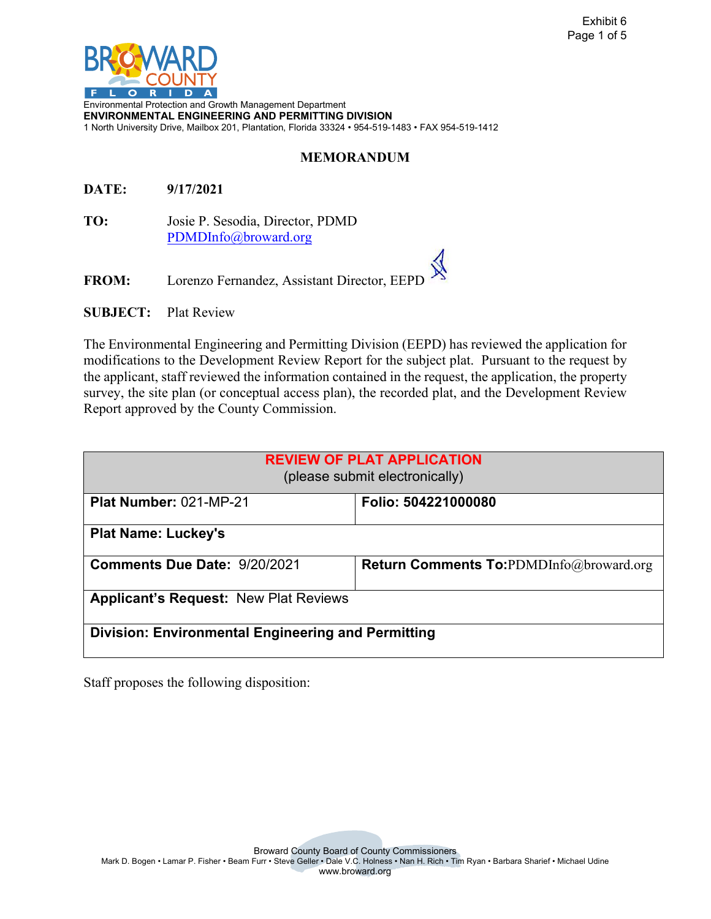Exhibit 6

Environmental Protection and Growth Management Department
**ENVIRONMENTAL ENGINEERING AND PERMITTING DIVISION**
1 North University Drive, Mailbox 201, Plantation, Florida 33324 • 954-519-1483 • FAX 954-519-1412

## MEMORANDUM

**DATE:** **9/17/2021**

**TO:** Josie P. Sesodia, Director, PDMD
PDMDInfo@broward.org

**FROM:** Lorenzo Fernandez, Assistant Director, EEPD

**SUBJECT:** Plat Review

The Environmental Engineering and Permitting Division (EEPD) has reviewed the application for modifications to the Development Review Report for the subject plat. Pursuant to the request by the applicant, staff reviewed the information contained in the request, the application, the property survey, the site plan (or conceptual access plan), the recorded plat, and the Development Review Report approved by the County Commission.

| **REVIEW OF PLAT APPLICATION** (please submit electronically) | |
|---|---|
| **Plat Number:** 021-MP-21 | **Folio: 504221000080** |
| **Plat Name: Luckey's** | |
| **Comments Due Date:** 9/20/2021 | **Return Comments To:** PDMDInfo@broward.org |
| **Applicant's Request:** New Plat Reviews | |
| **Division: Environmental Engineering and Permitting** | |

Staff proposes the following disposition:

Broward County Board of County Commissioners
Mark D. Bogen • Lamar P. Fisher • Beam Furr • Steve Geller • Dale V.C. Holness • Nan H. Rich • Tim Ryan • Barbara Sharief • Michael Udine
www.broward.org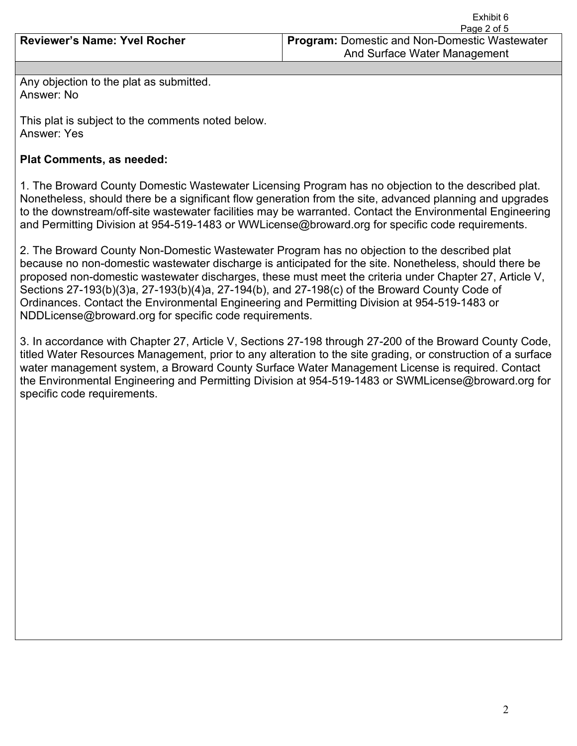Exhibit 6

| Reviewer's Name: Yvel Rocher | Program: Domestic and Non-Domestic Wastewater And Surface Water Management |
| --- | --- |

Any objection to the plat as submitted.
Answer: No

This plat is subject to the comments noted below.
Answer: Yes

**Plat Comments, as needed:**

1. The Broward County Domestic Wastewater Licensing Program has no objection to the described plat. Nonetheless, should there be a significant flow generation from the site, advanced planning and upgrades to the downstream/off-site wastewater facilities may be warranted. Contact the Environmental Engineering and Permitting Division at 954-519-1483 or WWLicense@broward.org for specific code requirements.

2. The Broward County Non-Domestic Wastewater Program has no objection to the described plat because no non-domestic wastewater discharge is anticipated for the site. Nonetheless, should there be proposed non-domestic wastewater discharges, these must meet the criteria under Chapter 27, Article V, Sections 27-193(b)(3)a, 27-193(b)(4)a, 27-194(b), and 27-198(c) of the Broward County Code of Ordinances. Contact the Environmental Engineering and Permitting Division at 954-519-1483 or NDDLicense@broward.org for specific code requirements.

3. In accordance with Chapter 27, Article V, Sections 27-198 through 27-200 of the Broward County Code, titled Water Resources Management, prior to any alteration to the site grading, or construction of a surface water management system, a Broward County Surface Water Management License is required. Contact the Environmental Engineering and Permitting Division at 954-519-1483 or SWMLicense@broward.org for specific code requirements.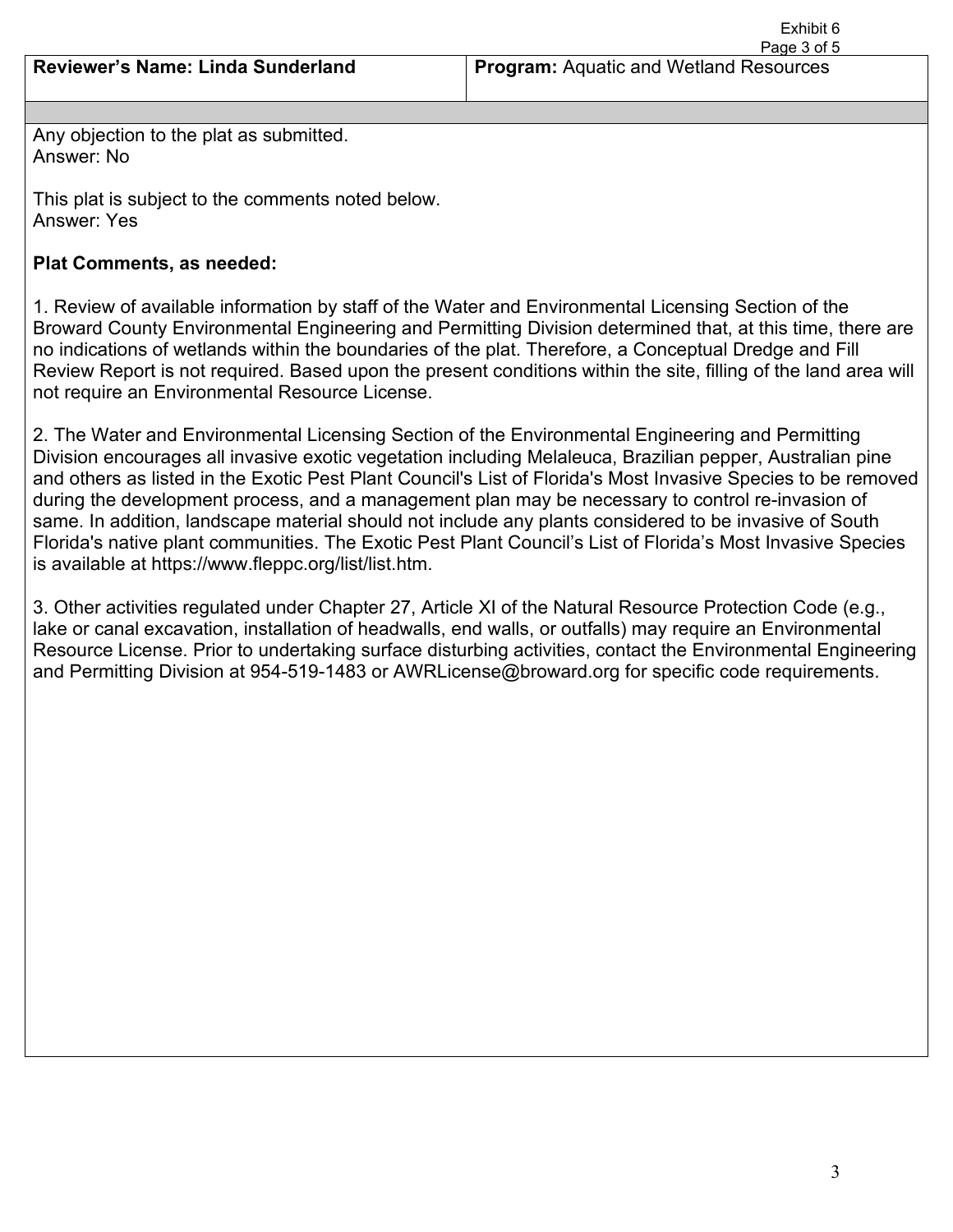| **Reviewer's Name: Linda Sunderland** | **Program:** Aquatic and Wetland Resources |
| --- | --- |

Any objection to the plat as submitted.
Answer: No

This plat is subject to the comments noted below.
Answer: Yes

**Plat Comments, as needed:**

1. Review of available information by staff of the Water and Environmental Licensing Section of the Broward County Environmental Engineering and Permitting Division determined that, at this time, there are no indications of wetlands within the boundaries of the plat. Therefore, a Conceptual Dredge and Fill Review Report is not required. Based upon the present conditions within the site, filling of the land area will not require an Environmental Resource License.

2. The Water and Environmental Licensing Section of the Environmental Engineering and Permitting Division encourages all invasive exotic vegetation including Melaleuca, Brazilian pepper, Australian pine and others as listed in the Exotic Pest Plant Council's List of Florida's Most Invasive Species to be removed during the development process, and a management plan may be necessary to control re-invasion of same. In addition, landscape material should not include any plants considered to be invasive of South Florida's native plant communities. The Exotic Pest Plant Council's List of Florida's Most Invasive Species is available at https://www.fleppc.org/list/list.htm.

3. Other activities regulated under Chapter 27, Article XI of the Natural Resource Protection Code (e.g., lake or canal excavation, installation of headwalls, end walls, or outfalls) may require an Environmental Resource License. Prior to undertaking surface disturbing activities, contact the Environmental Engineering and Permitting Division at 954-519-1483 or AWRLicense@broward.org for specific code requirements.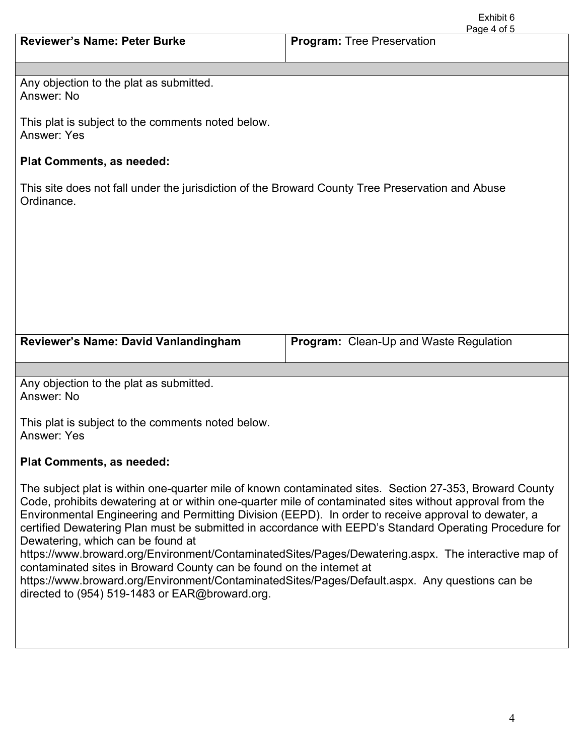| **Reviewer's Name: Peter Burke** | **Program:** Tree Preservation |
|---|---|

Any objection to the plat as submitted.
Answer: No

This plat is subject to the comments noted below.
Answer: Yes

**Plat Comments, as needed:**

This site does not fall under the jurisdiction of the Broward County Tree Preservation and Abuse Ordinance.

| **Reviewer's Name: David Vanlandingham** | **Program:** Clean-Up and Waste Regulation |
|---|---|

Any objection to the plat as submitted.
Answer: No

This plat is subject to the comments noted below.
Answer: Yes

**Plat Comments, as needed:**

The subject plat is within one-quarter mile of known contaminated sites. Section 27-353, Broward County Code, prohibits dewatering at or within one-quarter mile of contaminated sites without approval from the Environmental Engineering and Permitting Division (EEPD). In order to receive approval to dewater, a certified Dewatering Plan must be submitted in accordance with EEPD's Standard Operating Procedure for Dewatering, which can be found at https://www.broward.org/Environment/ContaminatedSites/Pages/Dewatering.aspx. The interactive map of contaminated sites in Broward County can be found on the internet at https://www.broward.org/Environment/ContaminatedSites/Pages/Default.aspx. Any questions can be directed to (954) 519-1483 or EAR@broward.org.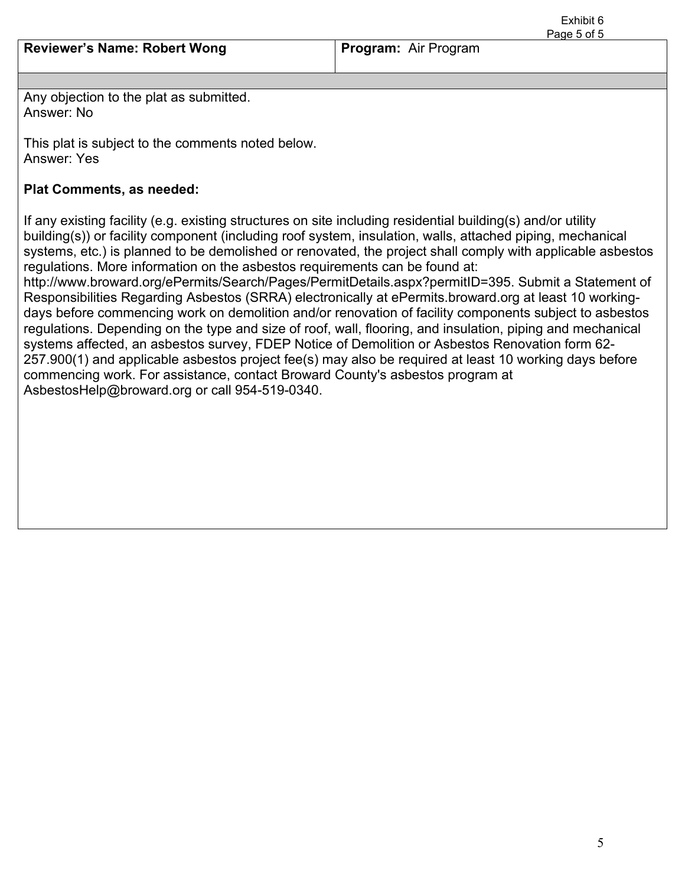Exhibit 6

| Reviewer's Name: Robert Wong | Program: Air Program |
| --- | --- |

Any objection to the plat as submitted.
Answer: No

This plat is subject to the comments noted below.
Answer: Yes

**Plat Comments, as needed:**

If any existing facility (e.g. existing structures on site including residential building(s) and/or utility building(s)) or facility component (including roof system, insulation, walls, attached piping, mechanical systems, etc.) is planned to be demolished or renovated, the project shall comply with applicable asbestos regulations. More information on the asbestos requirements can be found at: http://www.broward.org/ePermits/Search/Pages/PermitDetails.aspx?permitID=395. Submit a Statement of Responsibilities Regarding Asbestos (SRRA) electronically at ePermits.broward.org at least 10 working-days before commencing work on demolition and/or renovation of facility components subject to asbestos regulations. Depending on the type and size of roof, wall, flooring, and insulation, piping and mechanical systems affected, an asbestos survey, FDEP Notice of Demolition or Asbestos Renovation form 62-257.900(1) and applicable asbestos project fee(s) may also be required at least 10 working days before commencing work. For assistance, contact Broward County's asbestos program at AsbestosHelp@broward.org or call 954-519-0340.